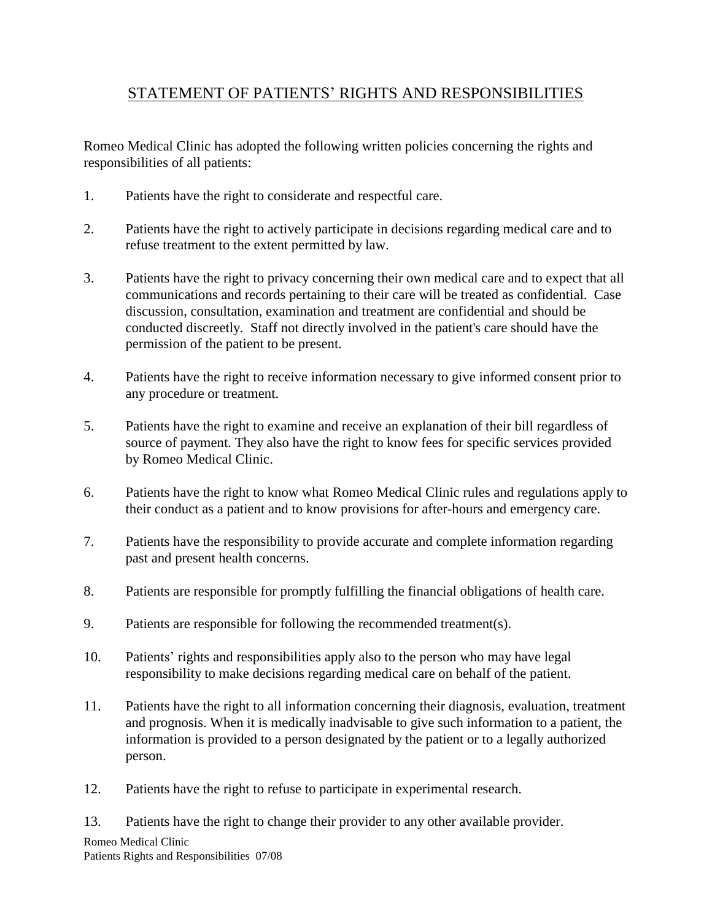# STATEMENT OF PATIENTS' RIGHTS AND RESPONSIBILITIES

Romeo Medical Clinic has adopted the following written policies concerning the rights and responsibilities of all patients:

1. Patients have the right to considerate and respectful care.

2. Patients have the right to actively participate in decisions regarding medical care and to refuse treatment to the extent permitted by law.

3. Patients have the right to privacy concerning their own medical care and to expect that all communications and records pertaining to their care will be treated as confidential. Case discussion, consultation, examination and treatment are confidential and should be conducted discreetly. Staff not directly involved in the patient's care should have the permission of the patient to be present.

4. Patients have the right to receive information necessary to give informed consent prior to any procedure or treatment.

5. Patients have the right to examine and receive an explanation of their bill regardless of source of payment. They also have the right to know fees for specific services provided by Romeo Medical Clinic.

6. Patients have the right to know what Romeo Medical Clinic rules and regulations apply to their conduct as a patient and to know provisions for after-hours and emergency care.

7. Patients have the responsibility to provide accurate and complete information regarding past and present health concerns.

8. Patients are responsible for promptly fulfilling the financial obligations of health care.

9. Patients are responsible for following the recommended treatment(s).

10. Patients' rights and responsibilities apply also to the person who may have legal responsibility to make decisions regarding medical care on behalf of the patient.

11. Patients have the right to all information concerning their diagnosis, evaluation, treatment and prognosis. When it is medically inadvisable to give such information to a patient, the information is provided to a person designated by the patient or to a legally authorized person.

12. Patients have the right to refuse to participate in experimental research.

13. Patients have the right to change their provider to any other available provider.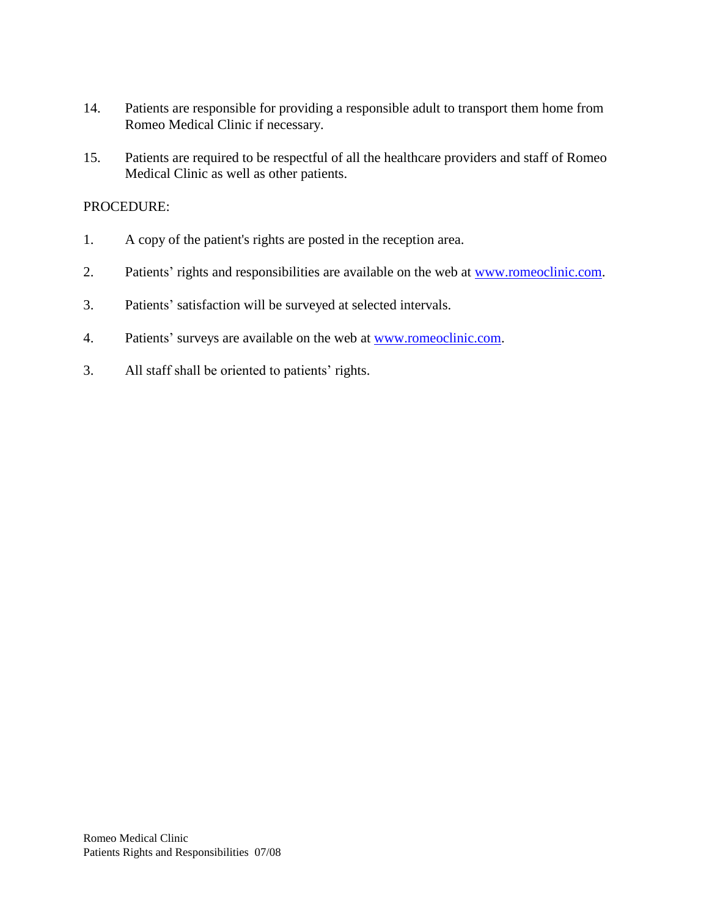14. Patients are responsible for providing a responsible adult to transport them home from Romeo Medical Clinic if necessary.

15. Patients are required to be respectful of all the healthcare providers and staff of Romeo Medical Clinic as well as other patients.

PROCEDURE:

1. A copy of the patient's rights are posted in the reception area.

2. Patients' rights and responsibilities are available on the web at www.romeoclinic.com.

3. Patients' satisfaction will be surveyed at selected intervals.

4. Patients' surveys are available on the web at www.romeoclinic.com.

3. All staff shall be oriented to patients' rights.

Romeo Medical Clinic
Patients Rights and Responsibilities 07/08